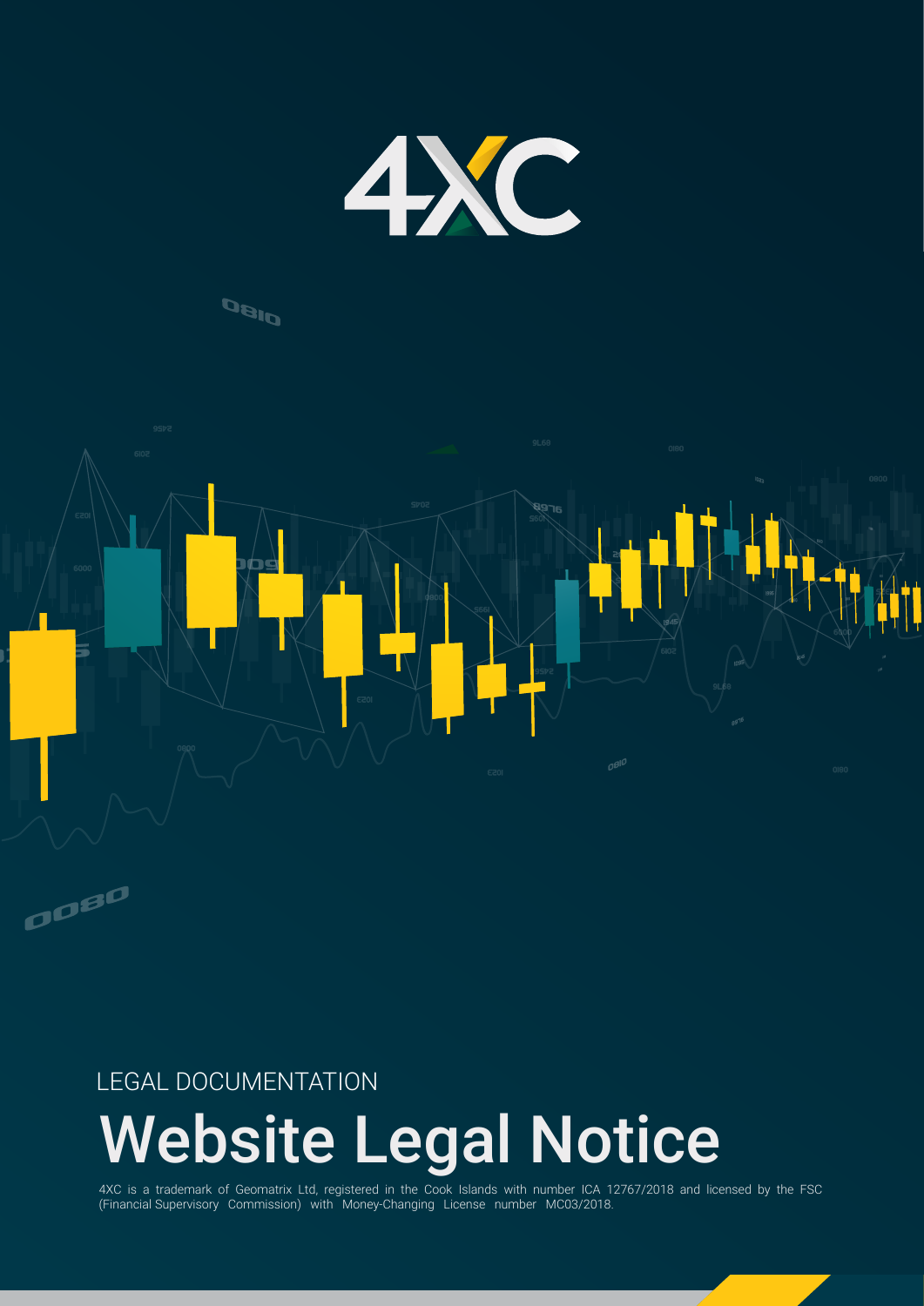LEGAL DOCUMENTATION

# Website Legal Notice

4XC is a trademark of Geomatrix Ltd, registered in the Cook Islands with number ICA 12767/2018 and licensed by the FSC (Financial Supervisory Commission) with Money-Changing License number MC03/2018.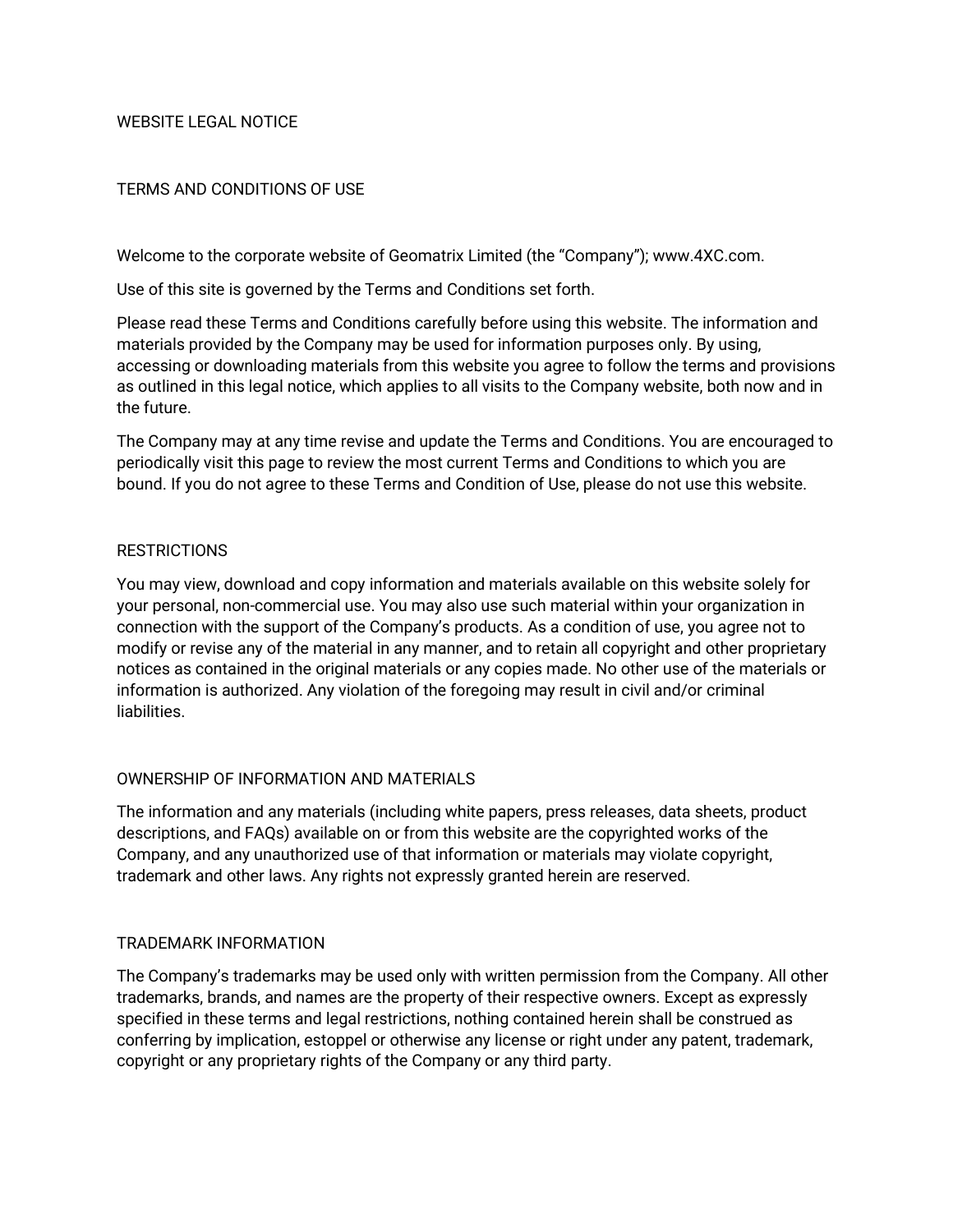# WEBSITE LEGAL NOTICE

## TERMS AND CONDITIONS OF USE

Welcome to the corporate website of Geomatrix Limited (the "Company"); www.4XC.com.

Use of this site is governed by the Terms and Conditions set forth.

Please read these Terms and Conditions carefully before using this website. The information and materials provided by the Company may be used for information purposes only. By using, accessing or downloading materials from this website you agree to follow the terms and provisions as outlined in this legal notice, which applies to all visits to the Company website, both now and in the future.

The Company may at any time revise and update the Terms and Conditions. You are encouraged to periodically visit this page to review the most current Terms and Conditions to which you are bound. If you do not agree to these Terms and Condition of Use, please do not use this website.

## RESTRICTIONS

You may view, download and copy information and materials available on this website solely for your personal, non-commercial use. You may also use such material within your organization in connection with the support of the Company's products. As a condition of use, you agree not to modify or revise any of the material in any manner, and to retain all copyright and other proprietary notices as contained in the original materials or any copies made. No other use of the materials or information is authorized. Any violation of the foregoing may result in civil and/or criminal liabilities.

## OWNERSHIP OF INFORMATION AND MATERIALS

The information and any materials (including white papers, press releases, data sheets, product descriptions, and FAQs) available on or from this website are the copyrighted works of the Company, and any unauthorized use of that information or materials may violate copyright, trademark and other laws. Any rights not expressly granted herein are reserved.

## TRADEMARK INFORMATION

The Company's trademarks may be used only with written permission from the Company. All other trademarks, brands, and names are the property of their respective owners. Except as expressly specified in these terms and legal restrictions, nothing contained herein shall be construed as conferring by implication, estoppel or otherwise any license or right under any patent, trademark, copyright or any proprietary rights of the Company or any third party.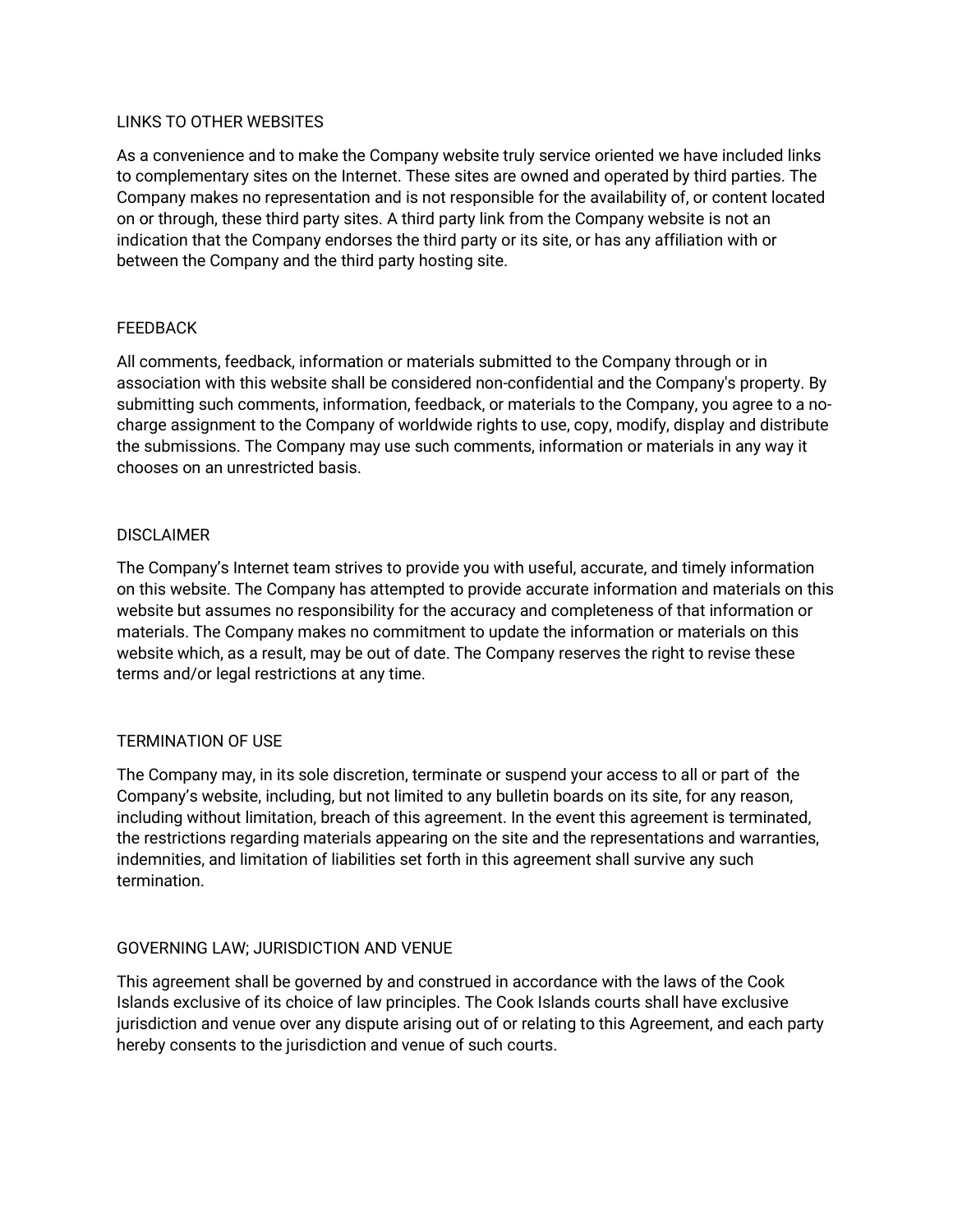## LINKS TO OTHER WEBSITES

As a convenience and to make the Company website truly service oriented we have included links to complementary sites on the Internet. These sites are owned and operated by third parties. The Company makes no representation and is not responsible for the availability of, or content located on or through, these third party sites. A third party link from the Company website is not an indication that the Company endorses the third party or its site, or has any affiliation with or between the Company and the third party hosting site.

## FEEDBACK

All comments, feedback, information or materials submitted to the Company through or in association with this website shall be considered non-confidential and the Company's property. By submitting such comments, information, feedback, or materials to the Company, you agree to a no-charge assignment to the Company of worldwide rights to use, copy, modify, display and distribute the submissions. The Company may use such comments, information or materials in any way it chooses on an unrestricted basis.

## DISCLAIMER

The Company's Internet team strives to provide you with useful, accurate, and timely information on this website. The Company has attempted to provide accurate information and materials on this website but assumes no responsibility for the accuracy and completeness of that information or materials. The Company makes no commitment to update the information or materials on this website which, as a result, may be out of date. The Company reserves the right to revise these terms and/or legal restrictions at any time.

## TERMINATION OF USE

The Company may, in its sole discretion, terminate or suspend your access to all or part of the Company's website, including, but not limited to any bulletin boards on its site, for any reason, including without limitation, breach of this agreement. In the event this agreement is terminated, the restrictions regarding materials appearing on the site and the representations and warranties, indemnities, and limitation of liabilities set forth in this agreement shall survive any such termination.

## GOVERNING LAW; JURISDICTION AND VENUE

This agreement shall be governed by and construed in accordance with the laws of the Cook Islands exclusive of its choice of law principles. The Cook Islands courts shall have exclusive jurisdiction and venue over any dispute arising out of or relating to this Agreement, and each party hereby consents to the jurisdiction and venue of such courts.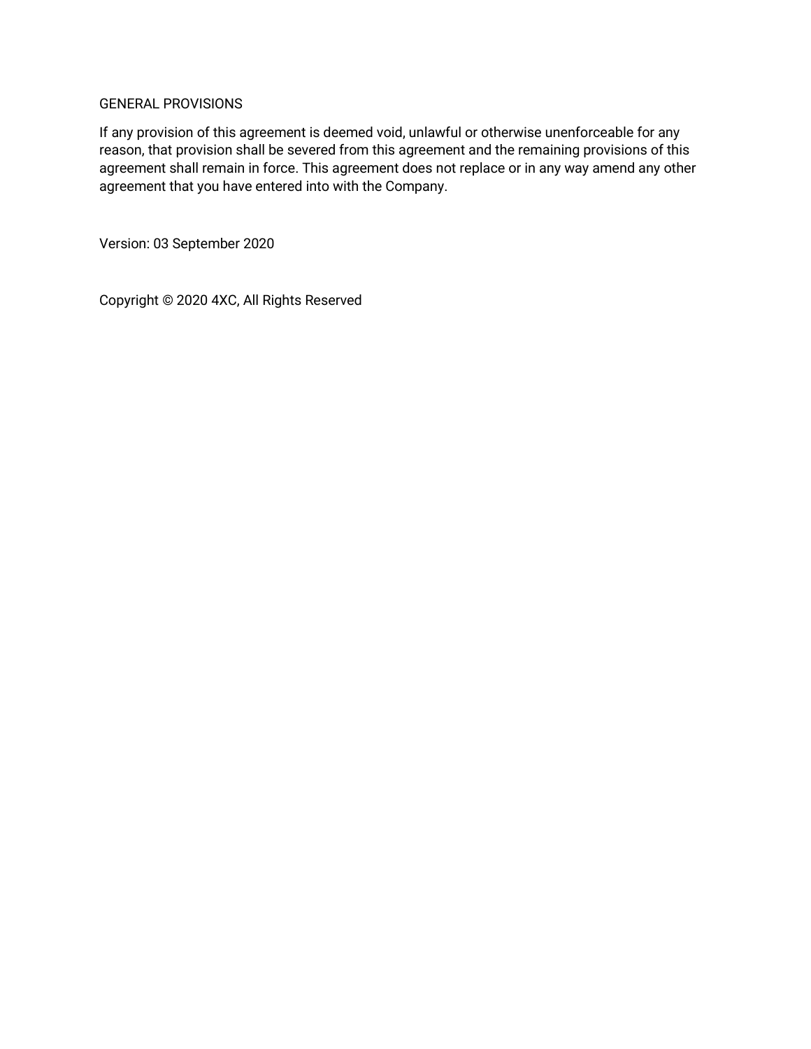## GENERAL PROVISIONS

If any provision of this agreement is deemed void, unlawful or otherwise unenforceable for any reason, that provision shall be severed from this agreement and the remaining provisions of this agreement shall remain in force. This agreement does not replace or in any way amend any other agreement that you have entered into with the Company.

Version: 03 September 2020

Copyright © 2020 4XC, All Rights Reserved